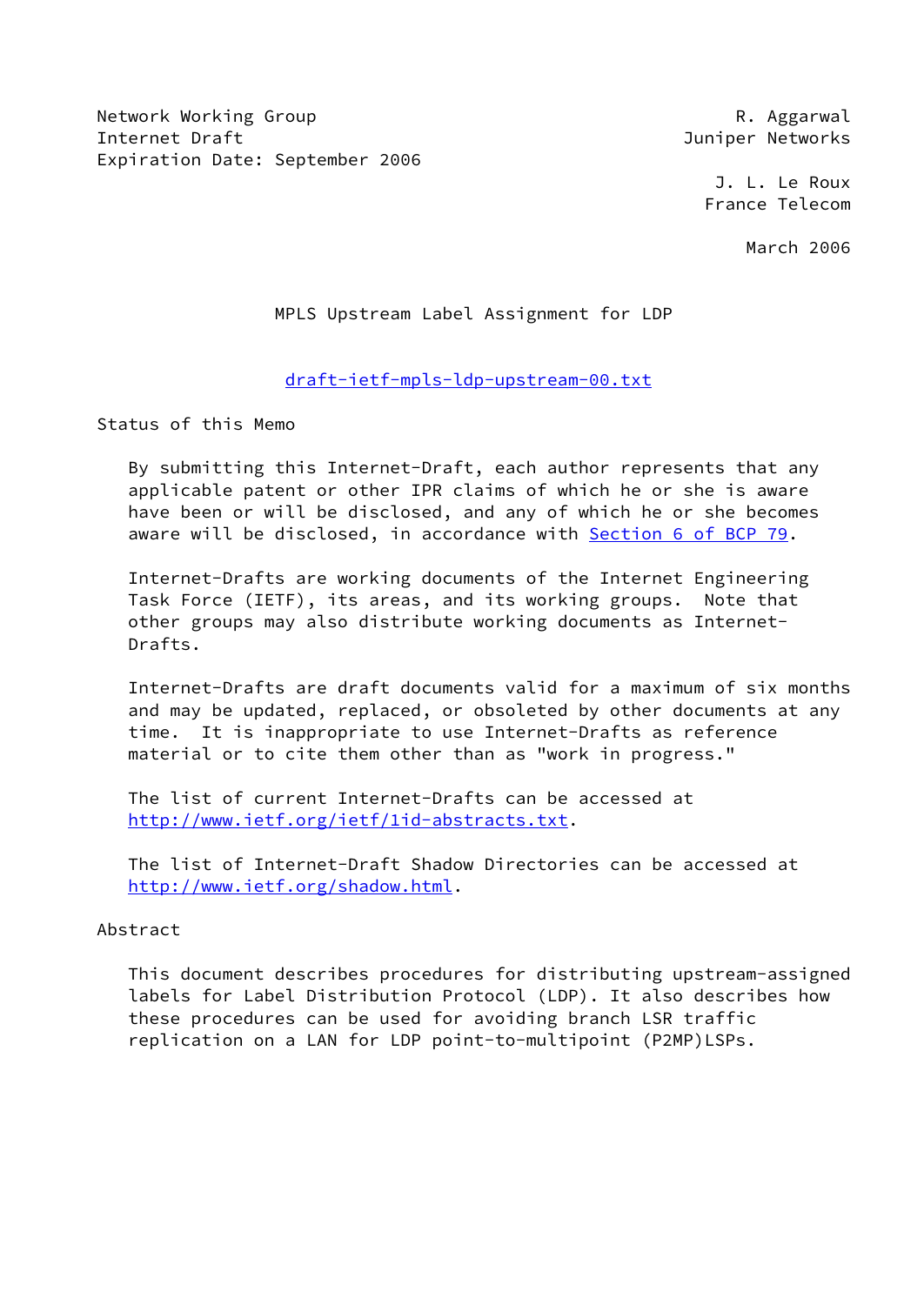Network Working Group R. Aggarwal
Internet Draft Juniper Networks
Expiration Date: September 2006

J. L. Le Roux
France Telecom

March 2006

# MPLS Upstream Label Assignment for LDP

draft-ietf-mpls-ldp-upstream-00.txt

## Status of this Memo

By submitting this Internet-Draft, each author represents that any applicable patent or other IPR claims of which he or she is aware have been or will be disclosed, and any of which he or she becomes aware will be disclosed, in accordance with Section 6 of BCP 79.

Internet-Drafts are working documents of the Internet Engineering Task Force (IETF), its areas, and its working groups. Note that other groups may also distribute working documents as Internet-Drafts.

Internet-Drafts are draft documents valid for a maximum of six months and may be updated, replaced, or obsoleted by other documents at any time. It is inappropriate to use Internet-Drafts as reference material or to cite them other than as "work in progress."

The list of current Internet-Drafts can be accessed at http://www.ietf.org/ietf/1id-abstracts.txt.

The list of Internet-Draft Shadow Directories can be accessed at http://www.ietf.org/shadow.html.

## Abstract

This document describes procedures for distributing upstream-assigned labels for Label Distribution Protocol (LDP). It also describes how these procedures can be used for avoiding branch LSR traffic replication on a LAN for LDP point-to-multipoint (P2MP)LSPs.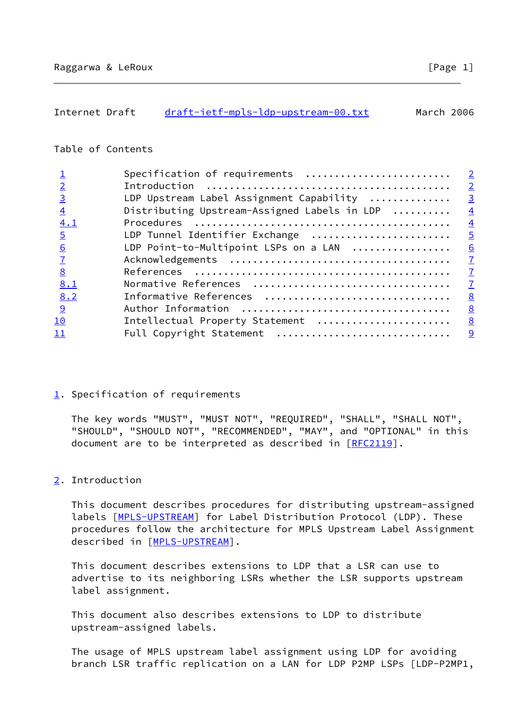Internet Draft     draft-ietf-mpls-ldp-upstream-00.txt        March 2006

Table of Contents

| | | |
|---|---|---|
| 1 | Specification of requirements ......................... | 2 |
| 2 | Introduction .......................................... | 2 |
| 3 | LDP Upstream Label Assignment Capability ............. | 3 |
| 4 | Distributing Upstream-Assigned Labels in LDP .......... | 4 |
| 4.1 | Procedures ............................................ | 4 |
| 5 | LDP Tunnel Identifier Exchange ........................ | 5 |
| 6 | LDP Point-to-Multipoint LSPs on a LAN ................. | 6 |
| 7 | Acknowledgements ...................................... | 7 |
| 8 | References ............................................ | 7 |
| 8.1 | Normative References .................................. | 7 |
| 8.2 | Informative References ................................ | 8 |
| 9 | Author Information .................................... | 8 |
| 10 | Intellectual Property Statement ....................... | 8 |
| 11 | Full Copyright Statement .............................. | 9 |

## 1. Specification of requirements

The key words "MUST", "MUST NOT", "REQUIRED", "SHALL", "SHALL NOT", "SHOULD", "SHOULD NOT", "RECOMMENDED", "MAY", and "OPTIONAL" in this document are to be interpreted as described in [RFC2119].

## 2. Introduction

This document describes procedures for distributing upstream-assigned labels [MPLS-UPSTREAM] for Label Distribution Protocol (LDP). These procedures follow the architecture for MPLS Upstream Label Assignment described in [MPLS-UPSTREAM].

This document describes extensions to LDP that a LSR can use to advertise to its neighboring LSRs whether the LSR supports upstream label assignment.

This document also describes extensions to LDP to distribute upstream-assigned labels.

The usage of MPLS upstream label assignment using LDP for avoiding branch LSR traffic replication on a LAN for LDP P2MP LSPs [LDP-P2MP1,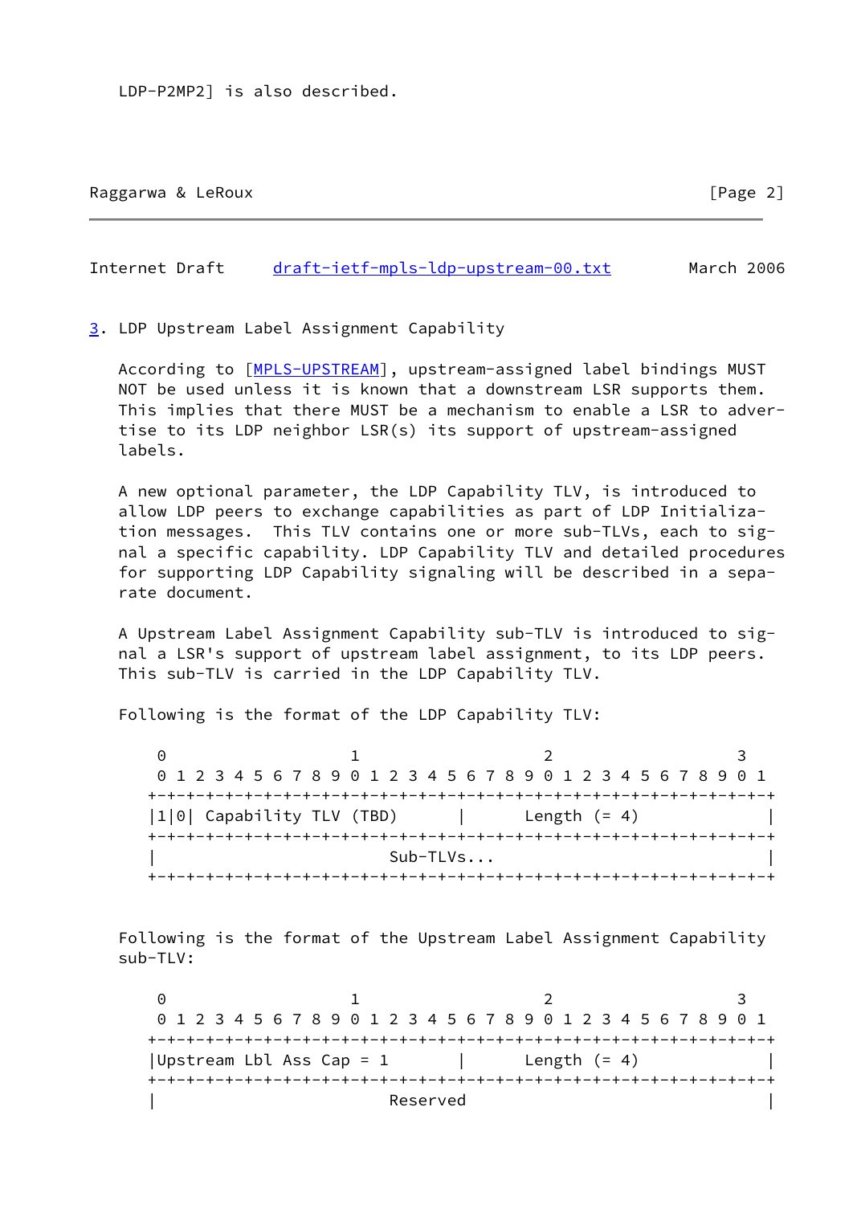LDP-P2MP2] is also described.

## 3. LDP Upstream Label Assignment Capability

According to [MPLS-UPSTREAM], upstream-assigned label bindings MUST NOT be used unless it is known that a downstream LSR supports them. This implies that there MUST be a mechanism to enable a LSR to advertise to its LDP neighbor LSR(s) its support of upstream-assigned labels.

A new optional parameter, the LDP Capability TLV, is introduced to allow LDP peers to exchange capabilities as part of LDP Initialization messages. This TLV contains one or more sub-TLVs, each to signal a specific capability. LDP Capability TLV and detailed procedures for supporting LDP Capability signaling will be described in a separate document.

A Upstream Label Assignment Capability sub-TLV is introduced to signal a LSR's support of upstream label assignment, to its LDP peers. This sub-TLV is carried in the LDP Capability TLV.

Following is the format of the LDP Capability TLV:

```
 0                   1                   2                   3
 0 1 2 3 4 5 6 7 8 9 0 1 2 3 4 5 6 7 8 9 0 1 2 3 4 5 6 7 8 9 0 1
+-+-+-+-+-+-+-+-+-+-+-+-+-+-+-+-+-+-+-+-+-+-+-+-+-+-+-+-+-+-+-+-+
|1|0| Capability TLV (TBD)      |      Length (= 4)             |
+-+-+-+-+-+-+-+-+-+-+-+-+-+-+-+-+-+-+-+-+-+-+-+-+-+-+-+-+-+-+-+-+
|                        Sub-TLVs...                            |
+-+-+-+-+-+-+-+-+-+-+-+-+-+-+-+-+-+-+-+-+-+-+-+-+-+-+-+-+-+-+-+-+
```

Following is the format of the Upstream Label Assignment Capability sub-TLV:

```
 0                   1                   2                   3
 0 1 2 3 4 5 6 7 8 9 0 1 2 3 4 5 6 7 8 9 0 1 2 3 4 5 6 7 8 9 0 1
+-+-+-+-+-+-+-+-+-+-+-+-+-+-+-+-+-+-+-+-+-+-+-+-+-+-+-+-+-+-+-+-+
|Upstream Lbl Ass Cap = 1       |      Length (= 4)             |
+-+-+-+-+-+-+-+-+-+-+-+-+-+-+-+-+-+-+-+-+-+-+-+-+-+-+-+-+-+-+-+-+
|                        Reserved                               |
```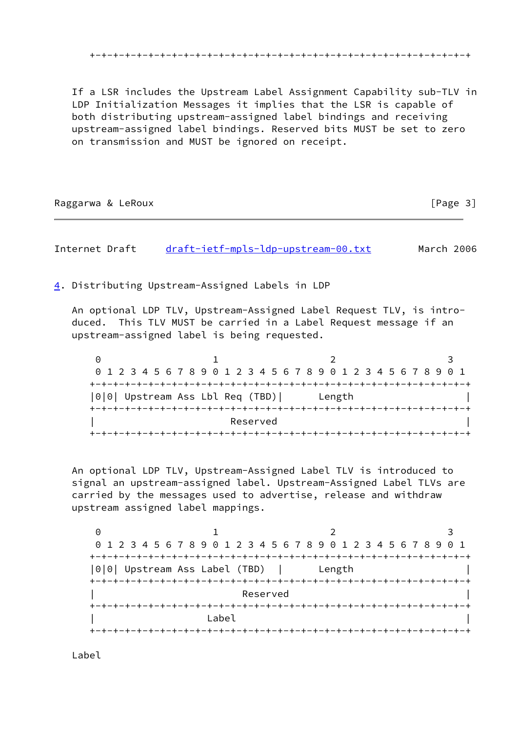```
+-+-+-+-+-+-+-+-+-+-+-+-+-+-+-+-+-+-+-+-+-+-+-+-+-+-+-+-+-+-+-+-+
```

If a LSR includes the Upstream Label Assignment Capability sub-TLV in LDP Initialization Messages it implies that the LSR is capable of both distributing upstream-assigned label bindings and receiving upstream-assigned label bindings. Reserved bits MUST be set to zero on transmission and MUST be ignored on receipt.

## 4. Distributing Upstream-Assigned Labels in LDP

An optional LDP TLV, Upstream-Assigned Label Request TLV, is introduced. This TLV MUST be carried in a Label Request message if an upstream-assigned label is being requested.

```
 0                   1                   2                   3
 0 1 2 3 4 5 6 7 8 9 0 1 2 3 4 5 6 7 8 9 0 1 2 3 4 5 6 7 8 9 0 1
+-+-+-+-+-+-+-+-+-+-+-+-+-+-+-+-+-+-+-+-+-+-+-+-+-+-+-+-+-+-+-+-+
|0|0| Upstream Ass Lbl Req (TBD)|      Length                   |
+-+-+-+-+-+-+-+-+-+-+-+-+-+-+-+-+-+-+-+-+-+-+-+-+-+-+-+-+-+-+-+-+
|                         Reserved                              |
+-+-+-+-+-+-+-+-+-+-+-+-+-+-+-+-+-+-+-+-+-+-+-+-+-+-+-+-+-+-+-+-+
```

An optional LDP TLV, Upstream-Assigned Label TLV is introduced to signal an upstream-assigned label. Upstream-Assigned Label TLVs are carried by the messages used to advertise, release and withdraw upstream assigned label mappings.

```
 0                   1                   2                   3
 0 1 2 3 4 5 6 7 8 9 0 1 2 3 4 5 6 7 8 9 0 1 2 3 4 5 6 7 8 9 0 1
+-+-+-+-+-+-+-+-+-+-+-+-+-+-+-+-+-+-+-+-+-+-+-+-+-+-+-+-+-+-+-+-+
|0|0| Upstream Ass Label (TBD)  |      Length                   |
+-+-+-+-+-+-+-+-+-+-+-+-+-+-+-+-+-+-+-+-+-+-+-+-+-+-+-+-+-+-+-+-+
|                           Reserved                            |
+-+-+-+-+-+-+-+-+-+-+-+-+-+-+-+-+-+-+-+-+-+-+-+-+-+-+-+-+-+-+-+-+
|                      Label                                    |
+-+-+-+-+-+-+-+-+-+-+-+-+-+-+-+-+-+-+-+-+-+-+-+-+-+-+-+-+-+-+-+-+
```

Label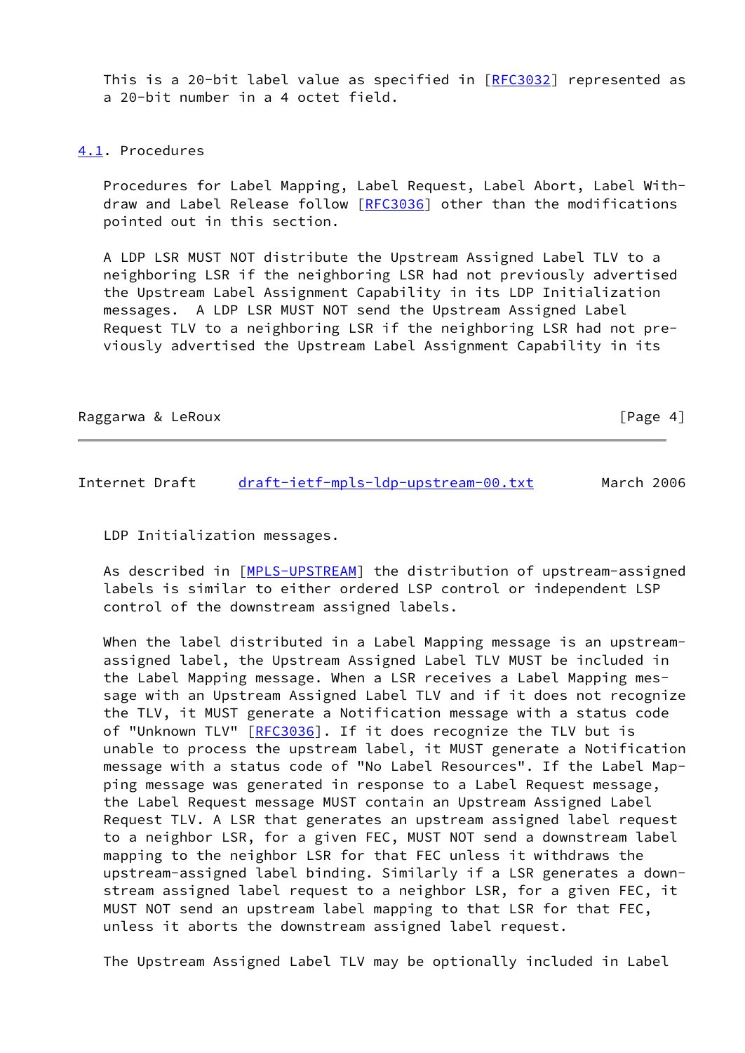This is a 20-bit label value as specified in [RFC3032] represented as a 20-bit number in a 4 octet field.

## 4.1. Procedures

Procedures for Label Mapping, Label Request, Label Abort, Label Withdraw and Label Release follow [RFC3036] other than the modifications pointed out in this section.

A LDP LSR MUST NOT distribute the Upstream Assigned Label TLV to a neighboring LSR if the neighboring LSR had not previously advertised the Upstream Label Assignment Capability in its LDP Initialization messages. A LDP LSR MUST NOT send the Upstream Assigned Label Request TLV to a neighboring LSR if the neighboring LSR had not previously advertised the Upstream Label Assignment Capability in its LDP Initialization messages.

As described in [MPLS-UPSTREAM] the distribution of upstream-assigned labels is similar to either ordered LSP control or independent LSP control of the downstream assigned labels.

When the label distributed in a Label Mapping message is an upstream-assigned label, the Upstream Assigned Label TLV MUST be included in the Label Mapping message. When a LSR receives a Label Mapping message with an Upstream Assigned Label TLV and if it does not recognize the TLV, it MUST generate a Notification message with a status code of "Unknown TLV" [RFC3036]. If it does recognize the TLV but is unable to process the upstream label, it MUST generate a Notification message with a status code of "No Label Resources". If the Label Mapping message was generated in response to a Label Request message, the Label Request message MUST contain an Upstream Assigned Label Request TLV. A LSR that generates an upstream assigned label request to a neighbor LSR, for a given FEC, MUST NOT send a downstream label mapping to the neighbor LSR for that FEC unless it withdraws the upstream-assigned label binding. Similarly if a LSR generates a downstream assigned label request to a neighbor LSR, for a given FEC, it MUST NOT send an upstream label mapping to that LSR for that FEC, unless it aborts the downstream assigned label request.

The Upstream Assigned Label TLV may be optionally included in Label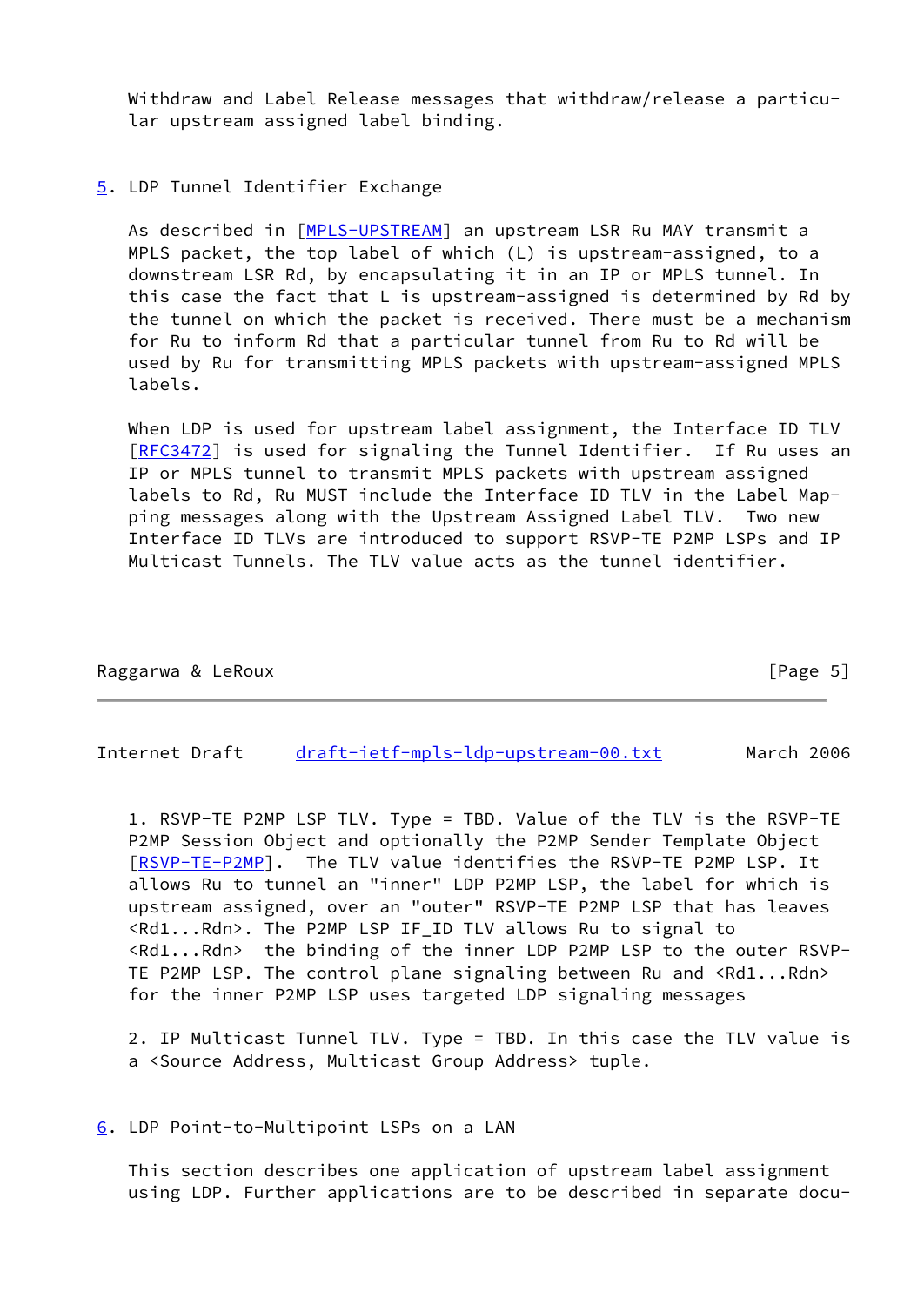Withdraw and Label Release messages that withdraw/release a particular upstream assigned label binding.

## 5. LDP Tunnel Identifier Exchange

As described in [MPLS-UPSTREAM] an upstream LSR Ru MAY transmit a MPLS packet, the top label of which (L) is upstream-assigned, to a downstream LSR Rd, by encapsulating it in an IP or MPLS tunnel. In this case the fact that L is upstream-assigned is determined by Rd by the tunnel on which the packet is received. There must be a mechanism for Ru to inform Rd that a particular tunnel from Ru to Rd will be used by Ru for transmitting MPLS packets with upstream-assigned MPLS labels.

When LDP is used for upstream label assignment, the Interface ID TLV [RFC3472] is used for signaling the Tunnel Identifier. If Ru uses an IP or MPLS tunnel to transmit MPLS packets with upstream assigned labels to Rd, Ru MUST include the Interface ID TLV in the Label Mapping messages along with the Upstream Assigned Label TLV. Two new Interface ID TLVs are introduced to support RSVP-TE P2MP LSPs and IP Multicast Tunnels. The TLV value acts as the tunnel identifier.

1. RSVP-TE P2MP LSP TLV. Type = TBD. Value of the TLV is the RSVP-TE P2MP Session Object and optionally the P2MP Sender Template Object [RSVP-TE-P2MP]. The TLV value identifies the RSVP-TE P2MP LSP. It allows Ru to tunnel an "inner" LDP P2MP LSP, the label for which is upstream assigned, over an "outer" RSVP-TE P2MP LSP that has leaves <Rd1...Rdn>. The P2MP LSP IF_ID TLV allows Ru to signal to <Rd1...Rdn> the binding of the inner LDP P2MP LSP to the outer RSVP-TE P2MP LSP. The control plane signaling between Ru and <Rd1...Rdn> for the inner P2MP LSP uses targeted LDP signaling messages

2. IP Multicast Tunnel TLV. Type = TBD. In this case the TLV value is a <Source Address, Multicast Group Address> tuple.

## 6. LDP Point-to-Multipoint LSPs on a LAN

This section describes one application of upstream label assignment using LDP. Further applications are to be described in separate docu-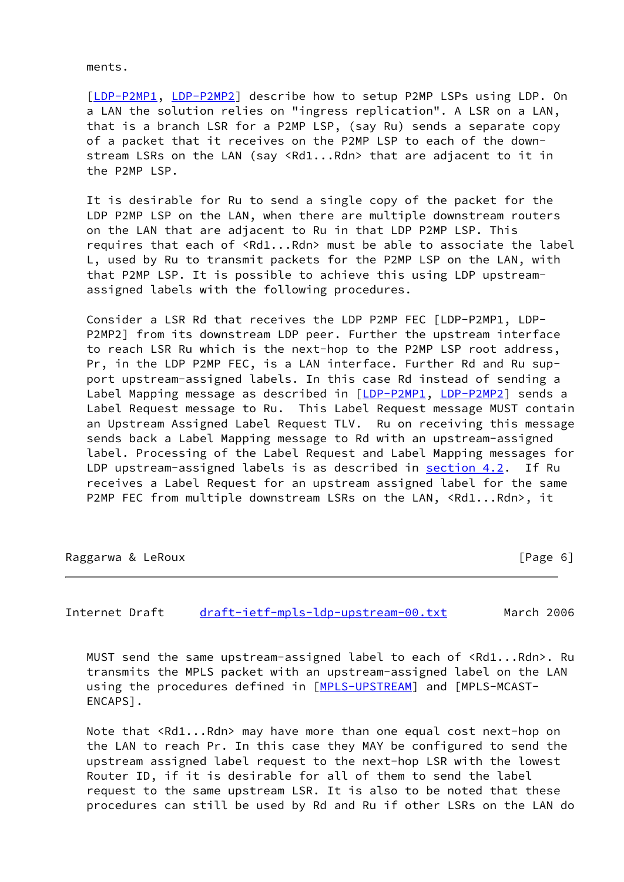ments.

[LDP-P2MP1, LDP-P2MP2] describe how to setup P2MP LSPs using LDP. On a LAN the solution relies on "ingress replication". A LSR on a LAN, that is a branch LSR for a P2MP LSP, (say Ru) sends a separate copy of a packet that it receives on the P2MP LSP to each of the downstream LSRs on the LAN (say <Rd1...Rdn> that are adjacent to it in the P2MP LSP.

It is desirable for Ru to send a single copy of the packet for the LDP P2MP LSP on the LAN, when there are multiple downstream routers on the LAN that are adjacent to Ru in that LDP P2MP LSP. This requires that each of <Rd1...Rdn> must be able to associate the label L, used by Ru to transmit packets for the P2MP LSP on the LAN, with that P2MP LSP. It is possible to achieve this using LDP upstream-assigned labels with the following procedures.

Consider a LSR Rd that receives the LDP P2MP FEC [LDP-P2MP1, LDP-P2MP2] from its downstream LDP peer. Further the upstream interface to reach LSR Ru which is the next-hop to the P2MP LSP root address, Pr, in the LDP P2MP FEC, is a LAN interface. Further Rd and Ru support upstream-assigned labels. In this case Rd instead of sending a Label Mapping message as described in [LDP-P2MP1, LDP-P2MP2] sends a Label Request message to Ru. This Label Request message MUST contain an Upstream Assigned Label Request TLV. Ru on receiving this message sends back a Label Mapping message to Rd with an upstream-assigned label. Processing of the Label Request and Label Mapping messages for LDP upstream-assigned labels is as described in section 4.2. If Ru receives a Label Request for an upstream assigned label for the same P2MP FEC from multiple downstream LSRs on the LAN, <Rd1...Rdn>, it MUST send the same upstream-assigned label to each of <Rd1...Rdn>. Ru transmits the MPLS packet with an upstream-assigned label on the LAN using the procedures defined in [MPLS-UPSTREAM] and [MPLS-MCAST-ENCAPS].

Note that <Rd1...Rdn> may have more than one equal cost next-hop on the LAN to reach Pr. In this case they MAY be configured to send the upstream assigned label request to the next-hop LSR with the lowest Router ID, if it is desirable for all of them to send the label request to the same upstream LSR. It is also to be noted that these procedures can still be used by Rd and Ru if other LSRs on the LAN do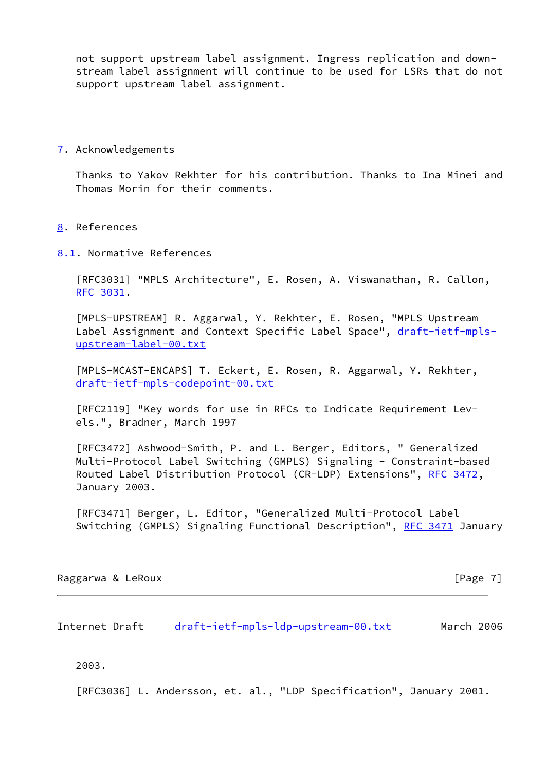not support upstream label assignment. Ingress replication and down-stream label assignment will continue to be used for LSRs that do not support upstream label assignment.

## 7. Acknowledgements

Thanks to Yakov Rekhter for his contribution. Thanks to Ina Minei and Thomas Morin for their comments.

## 8. References

### 8.1. Normative References

[RFC3031] "MPLS Architecture", E. Rosen, A. Viswanathan, R. Callon, RFC 3031.

[MPLS-UPSTREAM] R. Aggarwal, Y. Rekhter, E. Rosen, "MPLS Upstream Label Assignment and Context Specific Label Space", draft-ietf-mpls-upstream-label-00.txt

[MPLS-MCAST-ENCAPS] T. Eckert, E. Rosen, R. Aggarwal, Y. Rekhter, draft-ietf-mpls-codepoint-00.txt

[RFC2119] "Key words for use in RFCs to Indicate Requirement Levels.", Bradner, March 1997

[RFC3472] Ashwood-Smith, P. and L. Berger, Editors, " Generalized Multi-Protocol Label Switching (GMPLS) Signaling - Constraint-based Routed Label Distribution Protocol (CR-LDP) Extensions", RFC 3472, January 2003.

[RFC3471] Berger, L. Editor, "Generalized Multi-Protocol Label Switching (GMPLS) Signaling Functional Description", RFC 3471 January 2003.

[RFC3036] L. Andersson, et. al., "LDP Specification", January 2001.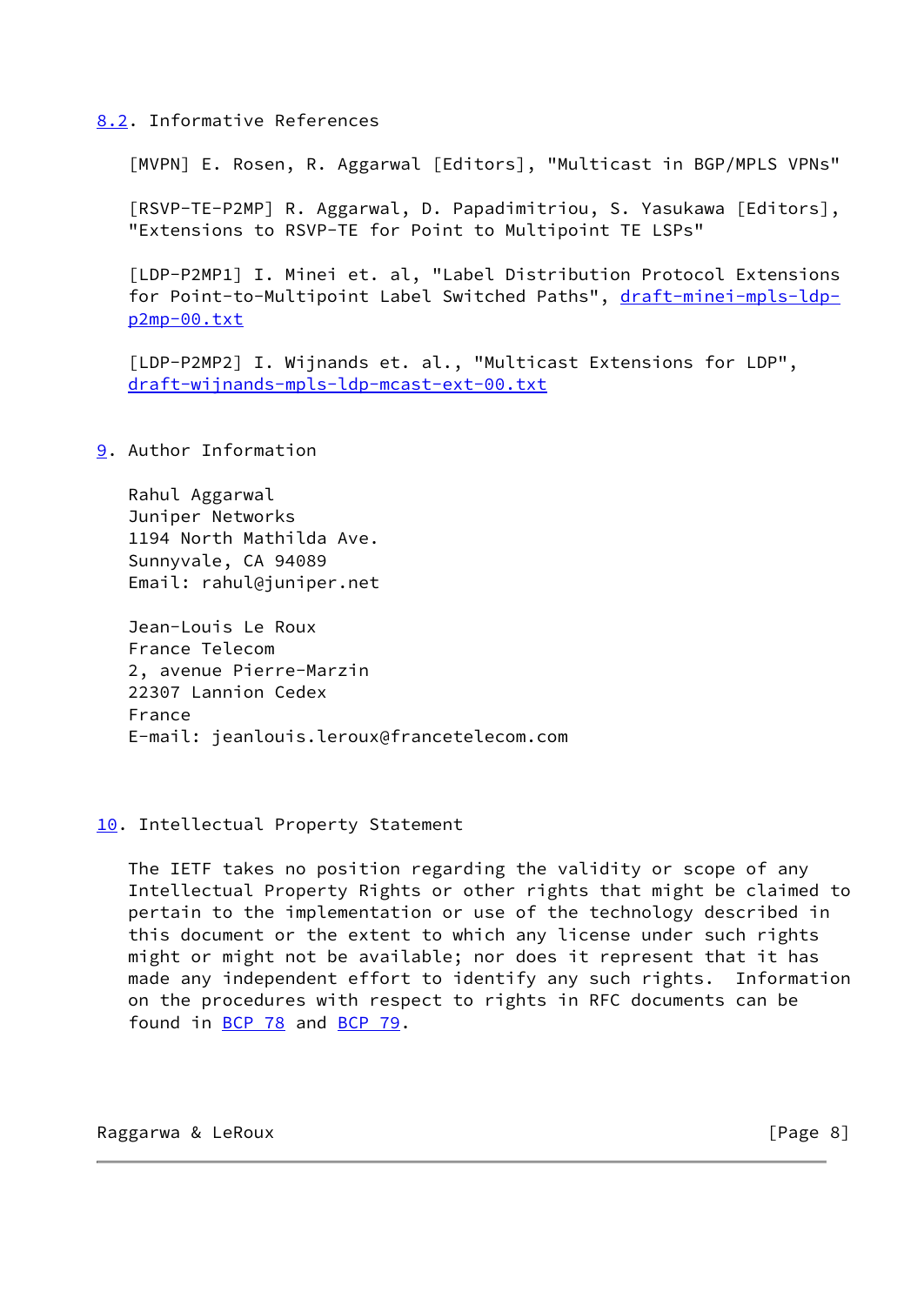## 8.2. Informative References

[MVPN] E. Rosen, R. Aggarwal [Editors], "Multicast in BGP/MPLS VPNs"

[RSVP-TE-P2MP] R. Aggarwal, D. Papadimitriou, S. Yasukawa [Editors], "Extensions to RSVP-TE for Point to Multipoint TE LSPs"

[LDP-P2MP1] I. Minei et. al, "Label Distribution Protocol Extensions for Point-to-Multipoint Label Switched Paths", draft-minei-mpls-ldp-p2mp-00.txt

[LDP-P2MP2] I. Wijnands et. al., "Multicast Extensions for LDP", draft-wijnands-mpls-ldp-mcast-ext-00.txt

# 9. Author Information

Rahul Aggarwal
Juniper Networks
1194 North Mathilda Ave.
Sunnyvale, CA 94089
Email: rahul@juniper.net

Jean-Louis Le Roux
France Telecom
2, avenue Pierre-Marzin
22307 Lannion Cedex
France
E-mail: jeanlouis.leroux@francetelecom.com

# 10. Intellectual Property Statement

The IETF takes no position regarding the validity or scope of any Intellectual Property Rights or other rights that might be claimed to pertain to the implementation or use of the technology described in this document or the extent to which any license under such rights might or might not be available; nor does it represent that it has made any independent effort to identify any such rights. Information on the procedures with respect to rights in RFC documents can be found in BCP 78 and BCP 79.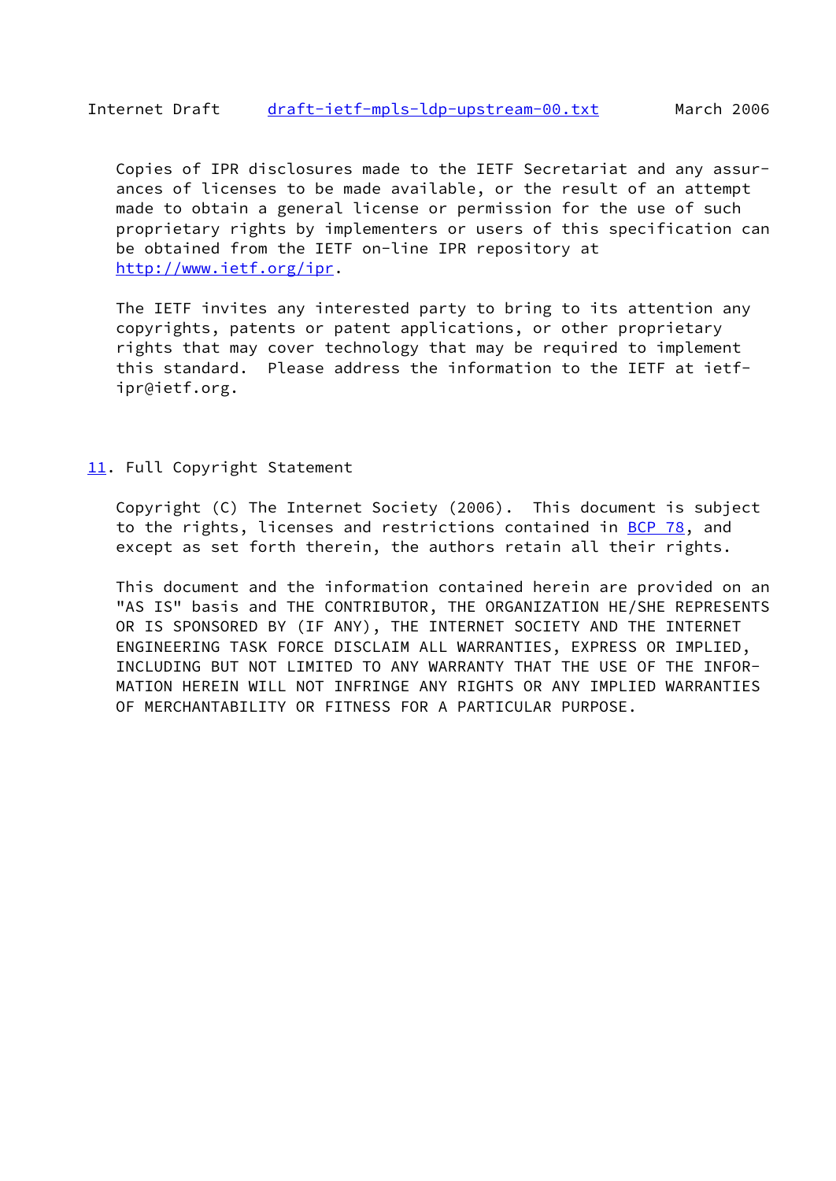Copies of IPR disclosures made to the IETF Secretariat and any assurances of licenses to be made available, or the result of an attempt made to obtain a general license or permission for the use of such proprietary rights by implementers or users of this specification can be obtained from the IETF on-line IPR repository at http://www.ietf.org/ipr.

The IETF invites any interested party to bring to its attention any copyrights, patents or patent applications, or other proprietary rights that may cover technology that may be required to implement this standard. Please address the information to the IETF at ietf-ipr@ietf.org.

## 11. Full Copyright Statement

Copyright (C) The Internet Society (2006). This document is subject to the rights, licenses and restrictions contained in BCP 78, and except as set forth therein, the authors retain all their rights.

This document and the information contained herein are provided on an "AS IS" basis and THE CONTRIBUTOR, THE ORGANIZATION HE/SHE REPRESENTS OR IS SPONSORED BY (IF ANY), THE INTERNET SOCIETY AND THE INTERNET ENGINEERING TASK FORCE DISCLAIM ALL WARRANTIES, EXPRESS OR IMPLIED, INCLUDING BUT NOT LIMITED TO ANY WARRANTY THAT THE USE OF THE INFORMATION HEREIN WILL NOT INFRINGE ANY RIGHTS OR ANY IMPLIED WARRANTIES OF MERCHANTABILITY OR FITNESS FOR A PARTICULAR PURPOSE.